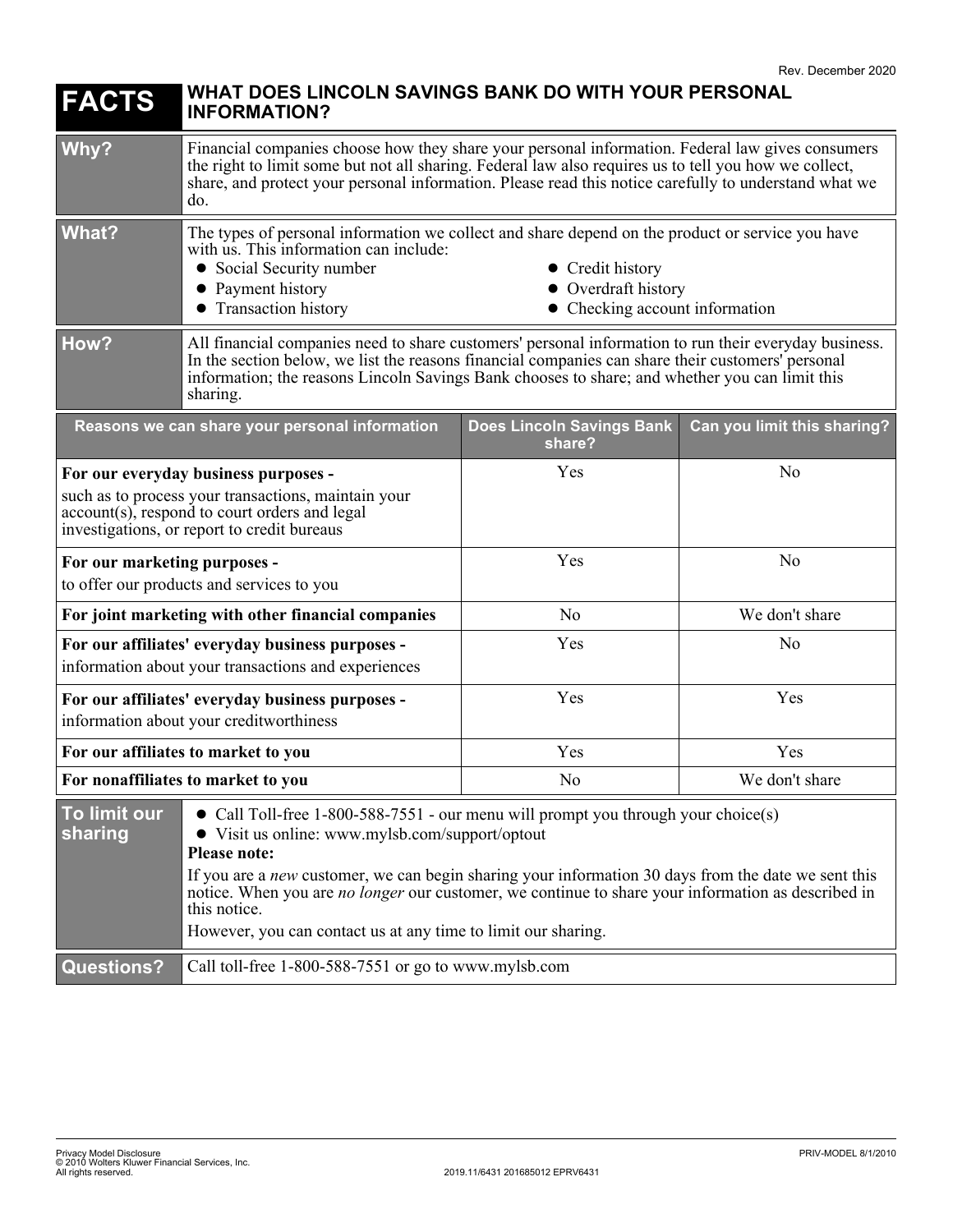Rev. December 2020

# FACTS — WHAT DOES LINCOLN SAVINGS BANK DO WITH YOUR PERSONAL INFORMATION?

| | |
|---|---|
| **Why?** | Financial companies choose how they share your personal information. Federal law gives consumers the right to limit some but not all sharing. Federal law also requires us to tell you how we collect, share, and protect your personal information. Please read this notice carefully to understand what we do. |
| **What?** | The types of personal information we collect and share depend on the product or service you have with us. This information can include:<br>• Social Security number<br>• Payment history<br>• Transaction history<br>• Credit history<br>• Overdraft history<br>• Checking account information |
| **How?** | All financial companies need to share customers' personal information to run their everyday business. In the section below, we list the reasons financial companies can share their customers' personal information; the reasons Lincoln Savings Bank chooses to share; and whether you can limit this sharing. |

| Reasons we can share your personal information | Does Lincoln Savings Bank share? | Can you limit this sharing? |
|---|---|---|
| **For our everyday business purposes -** such as to process your transactions, maintain your account(s), respond to court orders and legal investigations, or report to credit bureaus | Yes | No |
| **For our marketing purposes -** to offer our products and services to you | Yes | No |
| **For joint marketing with other financial companies** | No | We don't share |
| **For our affiliates' everyday business purposes -** information about your transactions and experiences | Yes | No |
| **For our affiliates' everyday business purposes -** information about your creditworthiness | Yes | Yes |
| **For our affiliates to market to you** | Yes | Yes |
| **For nonaffiliates to market to you** | No | We don't share |

| | |
|---|---|
| **To limit our sharing** | • Call Toll-free 1-800-588-7551 - our menu will prompt you through your choice(s)<br>• Visit us online: www.mylsb.com/support/optout<br>**Please note:**<br>If you are a *new* customer, we can begin sharing your information 30 days from the date we sent this notice. When you are *no longer* our customer, we continue to share your information as described in this notice.<br>However, you can contact us at any time to limit our sharing. |
| **Questions?** | Call toll-free 1-800-588-7551 or go to www.mylsb.com |

Privacy Model Disclosure
© 2010 Wolters Kluwer Financial Services, Inc.
All rights reserved.

2019.11/6431 201685012 EPRV6431

PRIV-MODEL 8/1/2010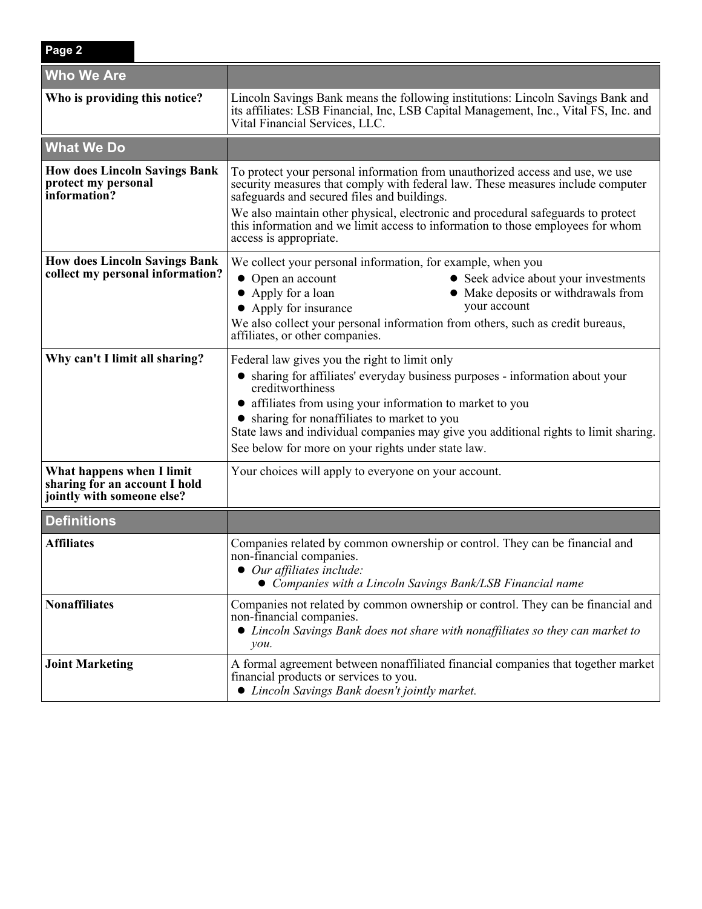| Who We Are | |
|---|---|
| **Who is providing this notice?** | Lincoln Savings Bank means the following institutions: Lincoln Savings Bank and its affiliates: LSB Financial, Inc, LSB Capital Management, Inc., Vital FS, Inc. and Vital Financial Services, LLC. |

| What We Do | |
|---|---|
| **How does Lincoln Savings Bank protect my personal information?** | To protect your personal information from unauthorized access and use, we use security measures that comply with federal law. These measures include computer safeguards and secured files and buildings.<br><br>We also maintain other physical, electronic and procedural safeguards to protect this information and we limit access to information to those employees for whom access is appropriate. |
| **How does Lincoln Savings Bank collect my personal information?** | We collect your personal information, for example, when you<br>• Open an account<br>• Apply for a loan<br>• Apply for insurance<br>• Seek advice about your investments<br>• Make deposits or withdrawals from your account<br><br>We also collect your personal information from others, such as credit bureaus, affiliates, or other companies. |
| **Why can't I limit all sharing?** | Federal law gives you the right to limit only<br>• sharing for affiliates' everyday business purposes - information about your creditworthiness<br>• affiliates from using your information to market to you<br>• sharing for nonaffiliates to market to you<br><br>State laws and individual companies may give you additional rights to limit sharing.<br><br>See below for more on your rights under state law. |
| **What happens when I limit sharing for an account I hold jointly with someone else?** | Your choices will apply to everyone on your account. |

| Definitions | |
|---|---|
| **Affiliates** | Companies related by common ownership or control. They can be financial and non-financial companies.<br>• *Our affiliates include:*<br>&nbsp;&nbsp;&nbsp;&nbsp;• *Companies with a Lincoln Savings Bank/LSB Financial name* |
| **Nonaffiliates** | Companies not related by common ownership or control. They can be financial and non-financial companies.<br>• *Lincoln Savings Bank does not share with nonaffiliates so they can market to you.* |
| **Joint Marketing** | A formal agreement between nonaffiliated financial companies that together market financial products or services to you.<br>• *Lincoln Savings Bank doesn't jointly market.* |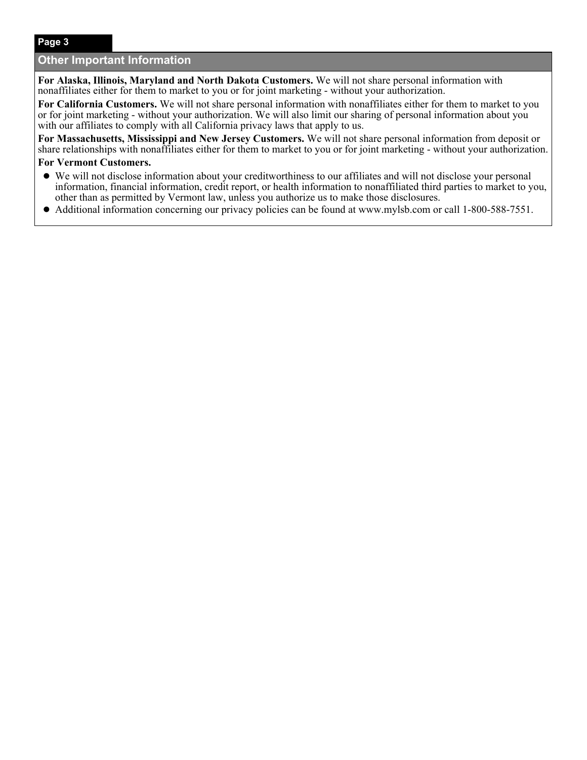## Other Important Information

**For Alaska, Illinois, Maryland and North Dakota Customers.** We will not share personal information with nonaffiliates either for them to market to you or for joint marketing - without your authorization.

**For California Customers.** We will not share personal information with nonaffiliates either for them to market to you or for joint marketing - without your authorization. We will also limit our sharing of personal information about you with our affiliates to comply with all California privacy laws that apply to us.

**For Massachusetts, Mississippi and New Jersey Customers.** We will not share personal information from deposit or share relationships with nonaffiliates either for them to market to you or for joint marketing - without your authorization.

**For Vermont Customers.**

- We will not disclose information about your creditworthiness to our affiliates and will not disclose your personal information, financial information, credit report, or health information to nonaffiliated third parties to market to you, other than as permitted by Vermont law, unless you authorize us to make those disclosures.
- Additional information concerning our privacy policies can be found at www.mylsb.com or call 1-800-588-7551.